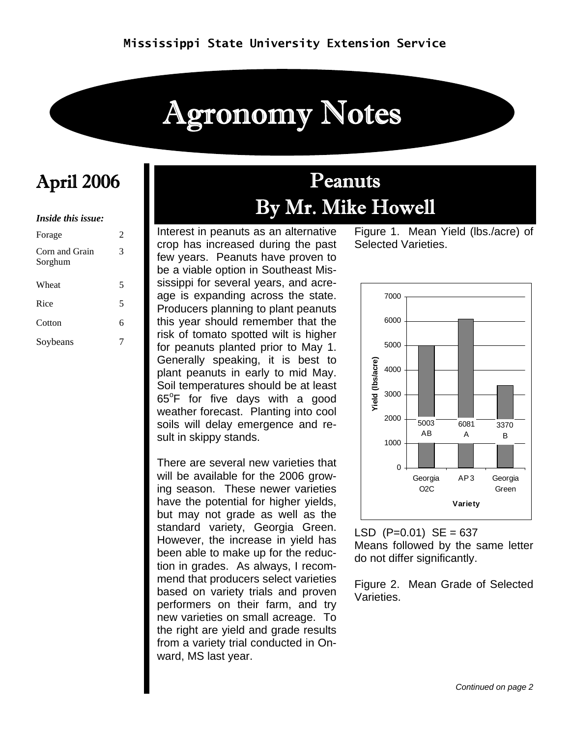Mississippi State University Extension Service

# Agronomy Notes

## April 2006

*Inside this issue:*

| | |
|---|---|
| Forage | 2 |
| Corn and Grain Sorghum | 3 |
| Wheat | 5 |
| Rice | 5 |
| Cotton | 6 |
| Soybeans | 7 |

## Peanuts
## By Mr. Mike Howell

Interest in peanuts as an alternative crop has increased during the past few years. Peanuts have proven to be a viable option in Southeast Mississippi for several years, and acreage is expanding across the state. Producers planning to plant peanuts this year should remember that the risk of tomato spotted wilt is higher for peanuts planted prior to May 1. Generally speaking, it is best to plant peanuts in early to mid May. Soil temperatures should be at least 65°F for five days with a good weather forecast. Planting into cool soils will delay emergence and result in skippy stands.

There are several new varieties that will be available for the 2006 growing season. These newer varieties have the potential for higher yields, but may not grade as well as the standard variety, Georgia Green. However, the increase in yield has been able to make up for the reduction in grades. As always, I recommend that producers select varieties based on variety trials and proven performers on their farm, and try new varieties on small acreage. To the right are yield and grade results from a variety trial conducted in Onward, MS last year.

Figure 1. Mean Yield (lbs./acre) of Selected Varieties.

| Variety | Yield (lbs/acre) | |
|---|---|---|
| Georgia O2C | 5003 | AB |
| AP3 | 6081 | A |
| Georgia Green | 3370 | B |

LSD (P=0.01) SE = 637
Means followed by the same letter do not differ significantly.

Figure 2. Mean Grade of Selected Varieties.

*Continued on page 2*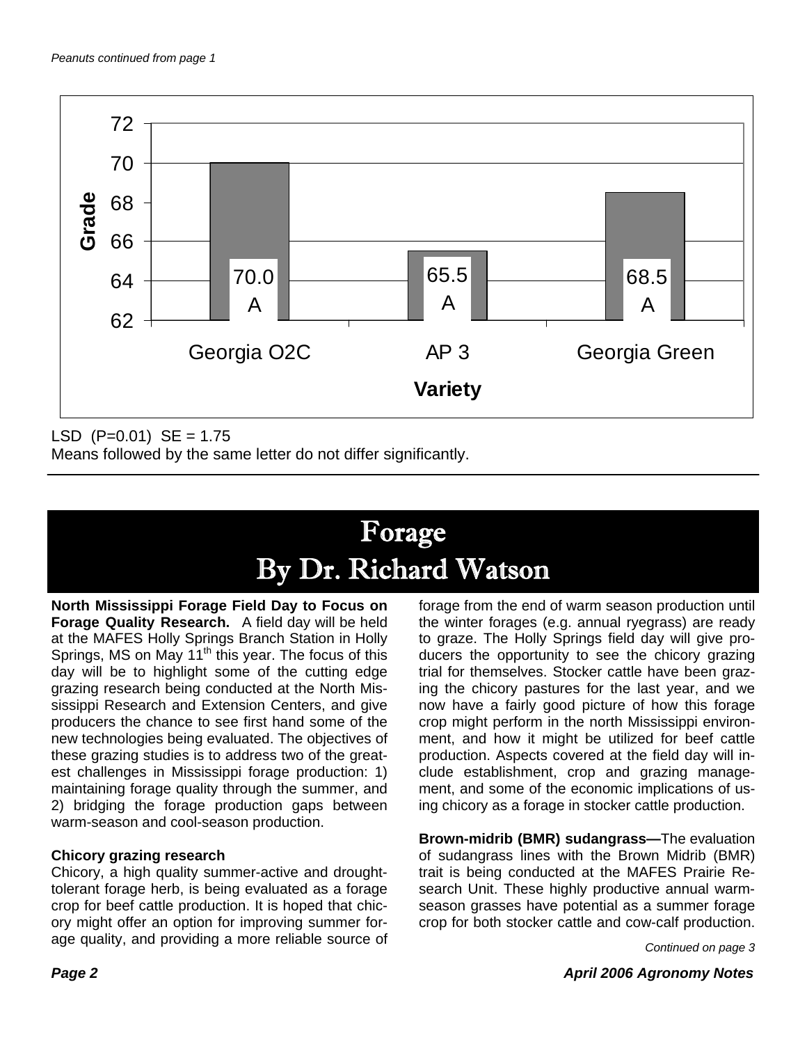*Peanuts continued from page 1*

| Variety | Grade |
|---|---|
| Georgia O2C | 70.0 A |
| AP 3 | 65.5 A |
| Georgia Green | 68.5 A |

LSD (P=0.01) SE = 1.75
Means followed by the same letter do not differ significantly.

# Forage
## By Dr. Richard Watson

**North Mississippi Forage Field Day to Focus on Forage Quality Research.** A field day will be held at the MAFES Holly Springs Branch Station in Holly Springs, MS on May 11th this year. The focus of this day will be to highlight some of the cutting edge grazing research being conducted at the North Mississippi Research and Extension Centers, and give producers the chance to see first hand some of the new technologies being evaluated. The objectives of these grazing studies is to address two of the greatest challenges in Mississippi forage production: 1) maintaining forage quality through the summer, and 2) bridging the forage production gaps between warm-season and cool-season production.

**Chicory grazing research**

Chicory, a high quality summer-active and drought-tolerant forage herb, is being evaluated as a forage crop for beef cattle production. It is hoped that chicory might offer an option for improving summer forage quality, and providing a more reliable source of forage from the end of warm season production until the winter forages (e.g. annual ryegrass) are ready to graze. The Holly Springs field day will give producers the opportunity to see the chicory grazing trial for themselves. Stocker cattle have been grazing the chicory pastures for the last year, and we now have a fairly good picture of how this forage crop might perform in the north Mississippi environment, and how it might be utilized for beef cattle production. Aspects covered at the field day will include establishment, crop and grazing management, and some of the economic implications of using chicory as a forage in stocker cattle production.

**Brown-midrib (BMR) sudangrass—**The evaluation of sudangrass lines with the Brown Midrib (BMR) trait is being conducted at the MAFES Prairie Research Unit. These highly productive annual warm-season grasses have potential as a summer forage crop for both stocker cattle and cow-calf production.

*Continued on page 3*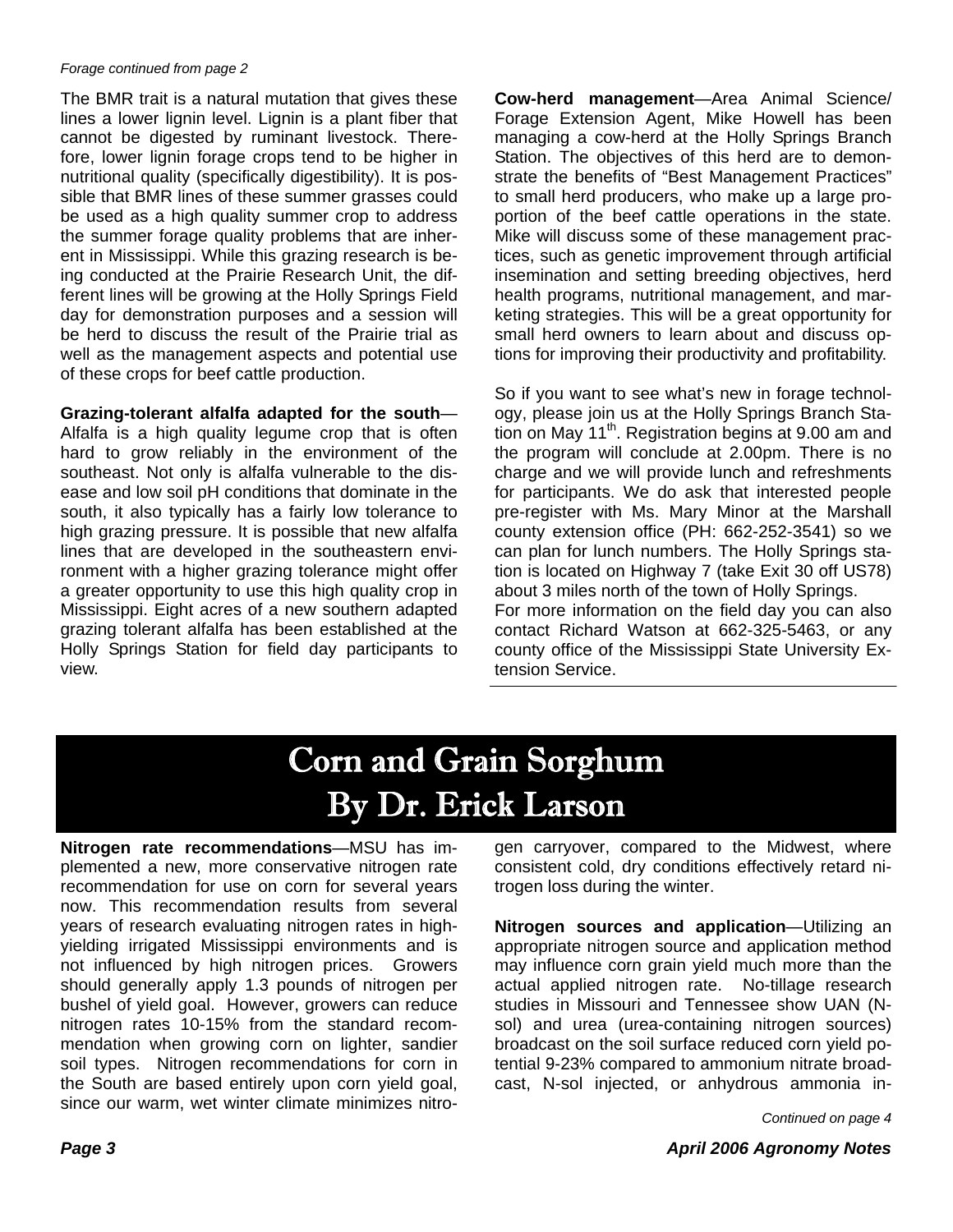*Forage continued from page 2*

The BMR trait is a natural mutation that gives these lines a lower lignin level. Lignin is a plant fiber that cannot be digested by ruminant livestock. Therefore, lower lignin forage crops tend to be higher in nutritional quality (specifically digestibility). It is possible that BMR lines of these summer grasses could be used as a high quality summer crop to address the summer forage quality problems that are inherent in Mississippi. While this grazing research is being conducted at the Prairie Research Unit, the different lines will be growing at the Holly Springs Field day for demonstration purposes and a session will be herd to discuss the result of the Prairie trial as well as the management aspects and potential use of these crops for beef cattle production.

**Grazing-tolerant alfalfa adapted for the south**—Alfalfa is a high quality legume crop that is often hard to grow reliably in the environment of the southeast. Not only is alfalfa vulnerable to the disease and low soil pH conditions that dominate in the south, it also typically has a fairly low tolerance to high grazing pressure. It is possible that new alfalfa lines that are developed in the southeastern environment with a higher grazing tolerance might offer a greater opportunity to use this high quality crop in Mississippi. Eight acres of a new southern adapted grazing tolerant alfalfa has been established at the Holly Springs Station for field day participants to view.

**Cow-herd management**—Area Animal Science/Forage Extension Agent, Mike Howell has been managing a cow-herd at the Holly Springs Branch Station. The objectives of this herd are to demonstrate the benefits of "Best Management Practices" to small herd producers, who make up a large proportion of the beef cattle operations in the state. Mike will discuss some of these management practices, such as genetic improvement through artificial insemination and setting breeding objectives, herd health programs, nutritional management, and marketing strategies. This will be a great opportunity for small herd owners to learn about and discuss options for improving their productivity and profitability.

So if you want to see what's new in forage technology, please join us at the Holly Springs Branch Station on May 11th. Registration begins at 9.00 am and the program will conclude at 2.00pm. There is no charge and we will provide lunch and refreshments for participants. We do ask that interested people pre-register with Ms. Mary Minor at the Marshall county extension office (PH: 662-252-3541) so we can plan for lunch numbers. The Holly Springs station is located on Highway 7 (take Exit 30 off US78) about 3 miles north of the town of Holly Springs.
For more information on the field day you can also contact Richard Watson at 662-325-5463, or any county office of the Mississippi State University Extension Service.

# Corn and Grain Sorghum
# By Dr. Erick Larson

**Nitrogen rate recommendations**—MSU has implemented a new, more conservative nitrogen rate recommendation for use on corn for several years now. This recommendation results from several years of research evaluating nitrogen rates in high-yielding irrigated Mississippi environments and is not influenced by high nitrogen prices. Growers should generally apply 1.3 pounds of nitrogen per bushel of yield goal. However, growers can reduce nitrogen rates 10-15% from the standard recommendation when growing corn on lighter, sandier soil types. Nitrogen recommendations for corn in the South are based entirely upon corn yield goal, since our warm, wet winter climate minimizes nitrogen carryover, compared to the Midwest, where consistent cold, dry conditions effectively retard nitrogen loss during the winter.

**Nitrogen sources and application**—Utilizing an appropriate nitrogen source and application method may influence corn grain yield much more than the actual applied nitrogen rate. No-tillage research studies in Missouri and Tennessee show UAN (N-sol) and urea (urea-containing nitrogen sources) broadcast on the soil surface reduced corn yield potential 9-23% compared to ammonium nitrate broadcast, N-sol injected, or anhydrous ammonia in-

*Continued on page 4*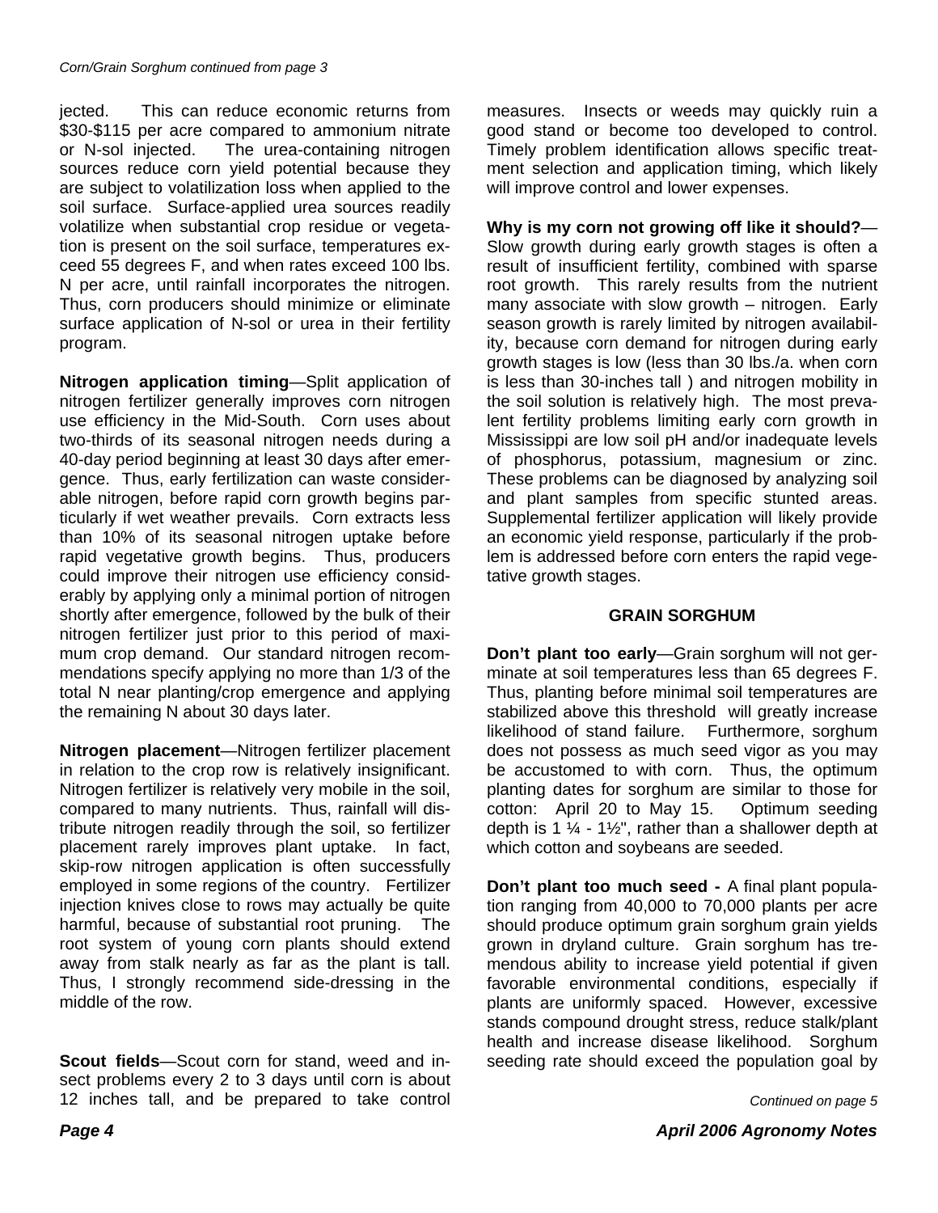*Corn/Grain Sorghum continued from page 3*

jected. This can reduce economic returns from $30-$115 per acre compared to ammonium nitrate or N-sol injected. The urea-containing nitrogen sources reduce corn yield potential because they are subject to volatilization loss when applied to the soil surface. Surface-applied urea sources readily volatilize when substantial crop residue or vegetation is present on the soil surface, temperatures exceed 55 degrees F, and when rates exceed 100 lbs. N per acre, until rainfall incorporates the nitrogen. Thus, corn producers should minimize or eliminate surface application of N-sol or urea in their fertility program.

**Nitrogen application timing**—Split application of nitrogen fertilizer generally improves corn nitrogen use efficiency in the Mid-South. Corn uses about two-thirds of its seasonal nitrogen needs during a 40-day period beginning at least 30 days after emergence. Thus, early fertilization can waste considerable nitrogen, before rapid corn growth begins particularly if wet weather prevails. Corn extracts less than 10% of its seasonal nitrogen uptake before rapid vegetative growth begins. Thus, producers could improve their nitrogen use efficiency considerably by applying only a minimal portion of nitrogen shortly after emergence, followed by the bulk of their nitrogen fertilizer just prior to this period of maximum crop demand. Our standard nitrogen recommendations specify applying no more than 1/3 of the total N near planting/crop emergence and applying the remaining N about 30 days later.

**Nitrogen placement**—Nitrogen fertilizer placement in relation to the crop row is relatively insignificant. Nitrogen fertilizer is relatively very mobile in the soil, compared to many nutrients. Thus, rainfall will distribute nitrogen readily through the soil, so fertilizer placement rarely improves plant uptake. In fact, skip-row nitrogen application is often successfully employed in some regions of the country. Fertilizer injection knives close to rows may actually be quite harmful, because of substantial root pruning. The root system of young corn plants should extend away from stalk nearly as far as the plant is tall. Thus, I strongly recommend side-dressing in the middle of the row.

**Scout fields**—Scout corn for stand, weed and insect problems every 2 to 3 days until corn is about 12 inches tall, and be prepared to take control measures. Insects or weeds may quickly ruin a good stand or become too developed to control. Timely problem identification allows specific treatment selection and application timing, which likely will improve control and lower expenses.

**Why is my corn not growing off like it should?**—Slow growth during early growth stages is often a result of insufficient fertility, combined with sparse root growth. This rarely results from the nutrient many associate with slow growth – nitrogen. Early season growth is rarely limited by nitrogen availability, because corn demand for nitrogen during early growth stages is low (less than 30 lbs./a. when corn is less than 30-inches tall ) and nitrogen mobility in the soil solution is relatively high. The most prevalent fertility problems limiting early corn growth in Mississippi are low soil pH and/or inadequate levels of phosphorus, potassium, magnesium or zinc. These problems can be diagnosed by analyzing soil and plant samples from specific stunted areas. Supplemental fertilizer application will likely provide an economic yield response, particularly if the problem is addressed before corn enters the rapid vegetative growth stages.

## GRAIN SORGHUM

**Don't plant too early**—Grain sorghum will not germinate at soil temperatures less than 65 degrees F. Thus, planting before minimal soil temperatures are stabilized above this threshold will greatly increase likelihood of stand failure. Furthermore, sorghum does not possess as much seed vigor as you may be accustomed to with corn. Thus, the optimum planting dates for sorghum are similar to those for cotton: April 20 to May 15. Optimum seeding depth is 1 ¼ - 1½", rather than a shallower depth at which cotton and soybeans are seeded.

**Don't plant too much seed -** A final plant population ranging from 40,000 to 70,000 plants per acre should produce optimum grain sorghum grain yields grown in dryland culture. Grain sorghum has tremendous ability to increase yield potential if given favorable environmental conditions, especially if plants are uniformly spaced. However, excessive stands compound drought stress, reduce stalk/plant health and increase disease likelihood. Sorghum seeding rate should exceed the population goal by

*Continued on page 5*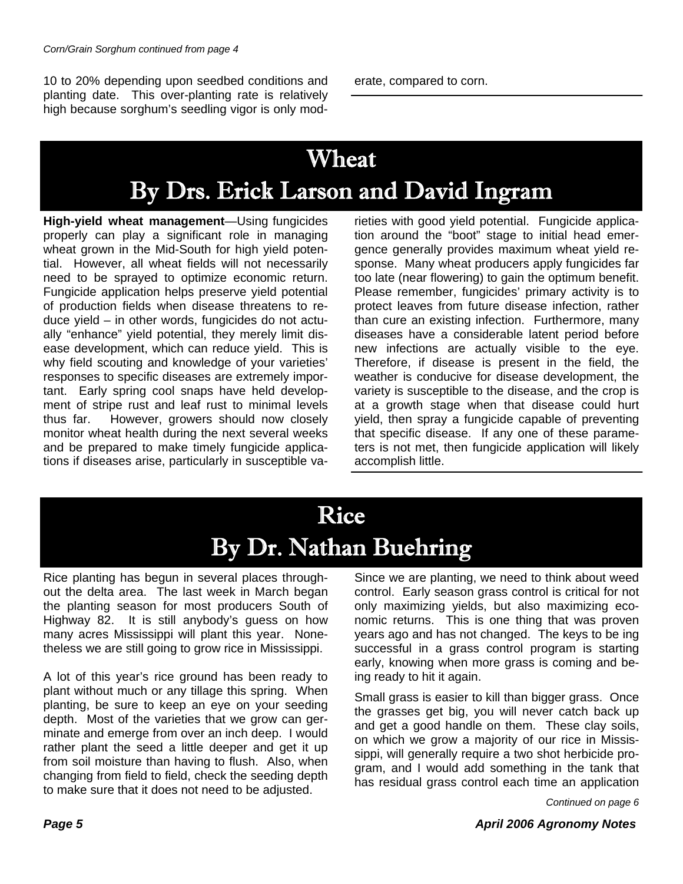*Corn/Grain Sorghum continued from page 4*

10 to 20% depending upon seedbed conditions and planting date. This over-planting rate is relatively high because sorghum's seedling vigor is only moderate, compared to corn.

# Wheat

## By Drs. Erick Larson and David Ingram

**High-yield wheat management**—Using fungicides properly can play a significant role in managing wheat grown in the Mid-South for high yield potential. However, all wheat fields will not necessarily need to be sprayed to optimize economic return. Fungicide application helps preserve yield potential of production fields when disease threatens to reduce yield – in other words, fungicides do not actually "enhance" yield potential, they merely limit disease development, which can reduce yield. This is why field scouting and knowledge of your varieties' responses to specific diseases are extremely important. Early spring cool snaps have held development of stripe rust and leaf rust to minimal levels thus far. However, growers should now closely monitor wheat health during the next several weeks and be prepared to make timely fungicide applications if diseases arise, particularly in susceptible varieties with good yield potential. Fungicide application around the "boot" stage to initial head emergence generally provides maximum wheat yield response. Many wheat producers apply fungicides far too late (near flowering) to gain the optimum benefit. Please remember, fungicides' primary activity is to protect leaves from future disease infection, rather than cure an existing infection. Furthermore, many diseases have a considerable latent period before new infections are actually visible to the eye. Therefore, if disease is present in the field, the weather is conducive for disease development, the variety is susceptible to the disease, and the crop is at a growth stage when that disease could hurt yield, then spray a fungicide capable of preventing that specific disease. If any one of these parameters is not met, then fungicide application will likely accomplish little.

# Rice

## By Dr. Nathan Buehring

Rice planting has begun in several places throughout the delta area. The last week in March began the planting season for most producers South of Highway 82. It is still anybody's guess on how many acres Mississippi will plant this year. Nonetheless we are still going to grow rice in Mississippi.

A lot of this year's rice ground has been ready to plant without much or any tillage this spring. When planting, be sure to keep an eye on your seeding depth. Most of the varieties that we grow can germinate and emerge from over an inch deep. I would rather plant the seed a little deeper and get it up from soil moisture than having to flush. Also, when changing from field to field, check the seeding depth to make sure that it does not need to be adjusted.

Since we are planting, we need to think about weed control. Early season grass control is critical for not only maximizing yields, but also maximizing economic returns. This is one thing that was proven years ago and has not changed. The keys to be ing successful in a grass control program is starting early, knowing when more grass is coming and being ready to hit it again.

Small grass is easier to kill than bigger grass. Once the grasses get big, you will never catch back up and get a good handle on them. These clay soils, on which we grow a majority of our rice in Mississippi, will generally require a two shot herbicide program, and I would add something in the tank that has residual grass control each time an application

*Continued on page 6*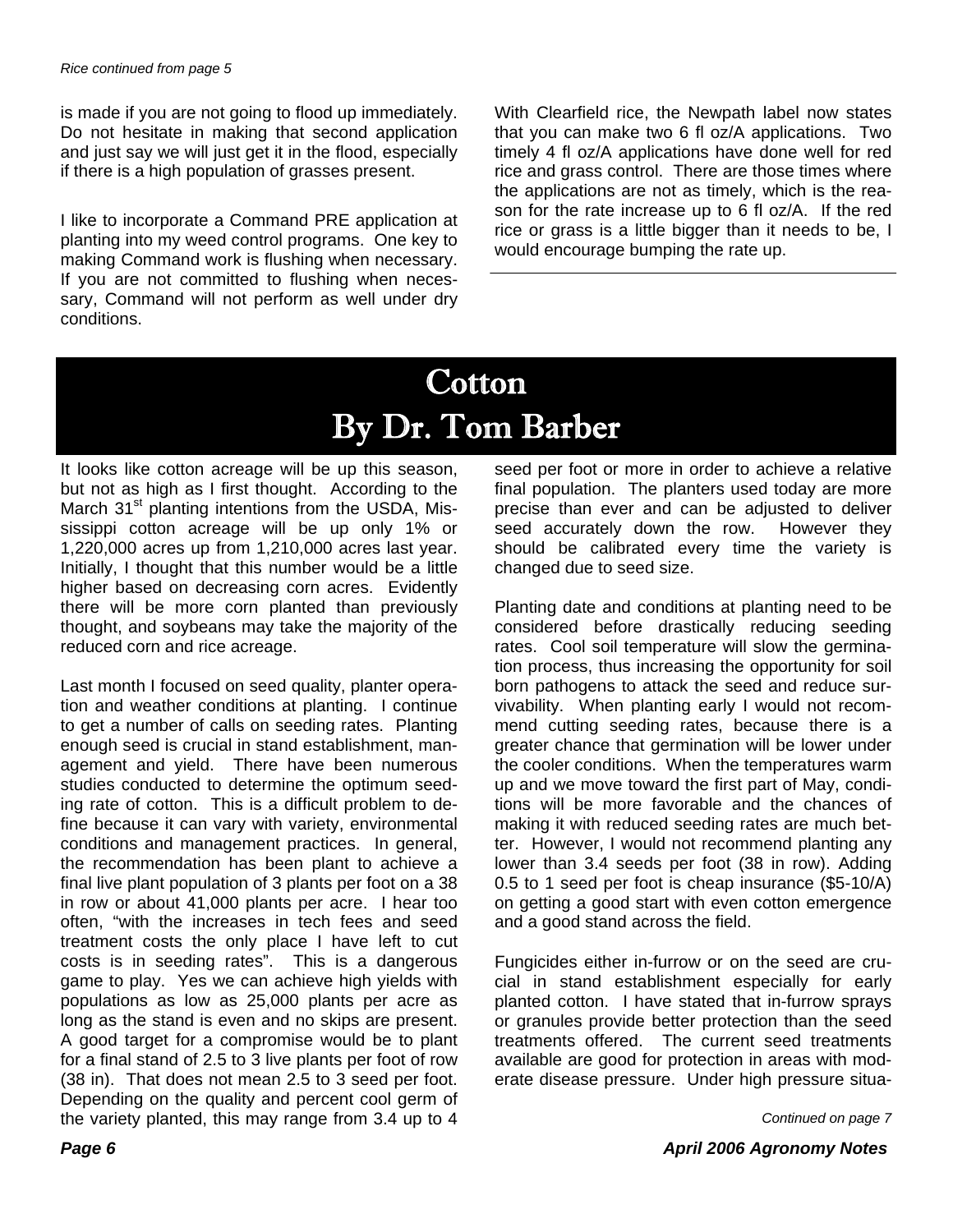*Rice continued from page 5*

is made if you are not going to flood up immediately. Do not hesitate in making that second application and just say we will just get it in the flood, especially if there is a high population of grasses present.

I like to incorporate a Command PRE application at planting into my weed control programs. One key to making Command work is flushing when necessary. If you are not committed to flushing when necessary, Command will not perform as well under dry conditions.

With Clearfield rice, the Newpath label now states that you can make two 6 fl oz/A applications. Two timely 4 fl oz/A applications have done well for red rice and grass control. There are those times where the applications are not as timely, which is the reason for the rate increase up to 6 fl oz/A. If the red rice or grass is a little bigger than it needs to be, I would encourage bumping the rate up.

# Cotton
# By Dr. Tom Barber

It looks like cotton acreage will be up this season, but not as high as I first thought. According to the March 31st planting intentions from the USDA, Mississippi cotton acreage will be up only 1% or 1,220,000 acres up from 1,210,000 acres last year. Initially, I thought that this number would be a little higher based on decreasing corn acres. Evidently there will be more corn planted than previously thought, and soybeans may take the majority of the reduced corn and rice acreage.

Last month I focused on seed quality, planter operation and weather conditions at planting. I continue to get a number of calls on seeding rates. Planting enough seed is crucial in stand establishment, management and yield. There have been numerous studies conducted to determine the optimum seeding rate of cotton. This is a difficult problem to define because it can vary with variety, environmental conditions and management practices. In general, the recommendation has been plant to achieve a final live plant population of 3 plants per foot on a 38 in row or about 41,000 plants per acre. I hear too often, "with the increases in tech fees and seed treatment costs the only place I have left to cut costs is in seeding rates". This is a dangerous game to play. Yes we can achieve high yields with populations as low as 25,000 plants per acre as long as the stand is even and no skips are present. A good target for a compromise would be to plant for a final stand of 2.5 to 3 live plants per foot of row (38 in). That does not mean 2.5 to 3 seed per foot. Depending on the quality and percent cool germ of the variety planted, this may range from 3.4 up to 4 seed per foot or more in order to achieve a relative final population. The planters used today are more precise than ever and can be adjusted to deliver seed accurately down the row. However they should be calibrated every time the variety is changed due to seed size.

Planting date and conditions at planting need to be considered before drastically reducing seeding rates. Cool soil temperature will slow the germination process, thus increasing the opportunity for soil born pathogens to attack the seed and reduce survivability. When planting early I would not recommend cutting seeding rates, because there is a greater chance that germination will be lower under the cooler conditions. When the temperatures warm up and we move toward the first part of May, conditions will be more favorable and the chances of making it with reduced seeding rates are much better. However, I would not recommend planting any lower than 3.4 seeds per foot (38 in row). Adding 0.5 to 1 seed per foot is cheap insurance ($5-10/A) on getting a good start with even cotton emergence and a good stand across the field.

Fungicides either in-furrow or on the seed are crucial in stand establishment especially for early planted cotton. I have stated that in-furrow sprays or granules provide better protection than the seed treatments offered. The current seed treatments available are good for protection in areas with moderate disease pressure. Under high pressure situa-

*Continued on page 7*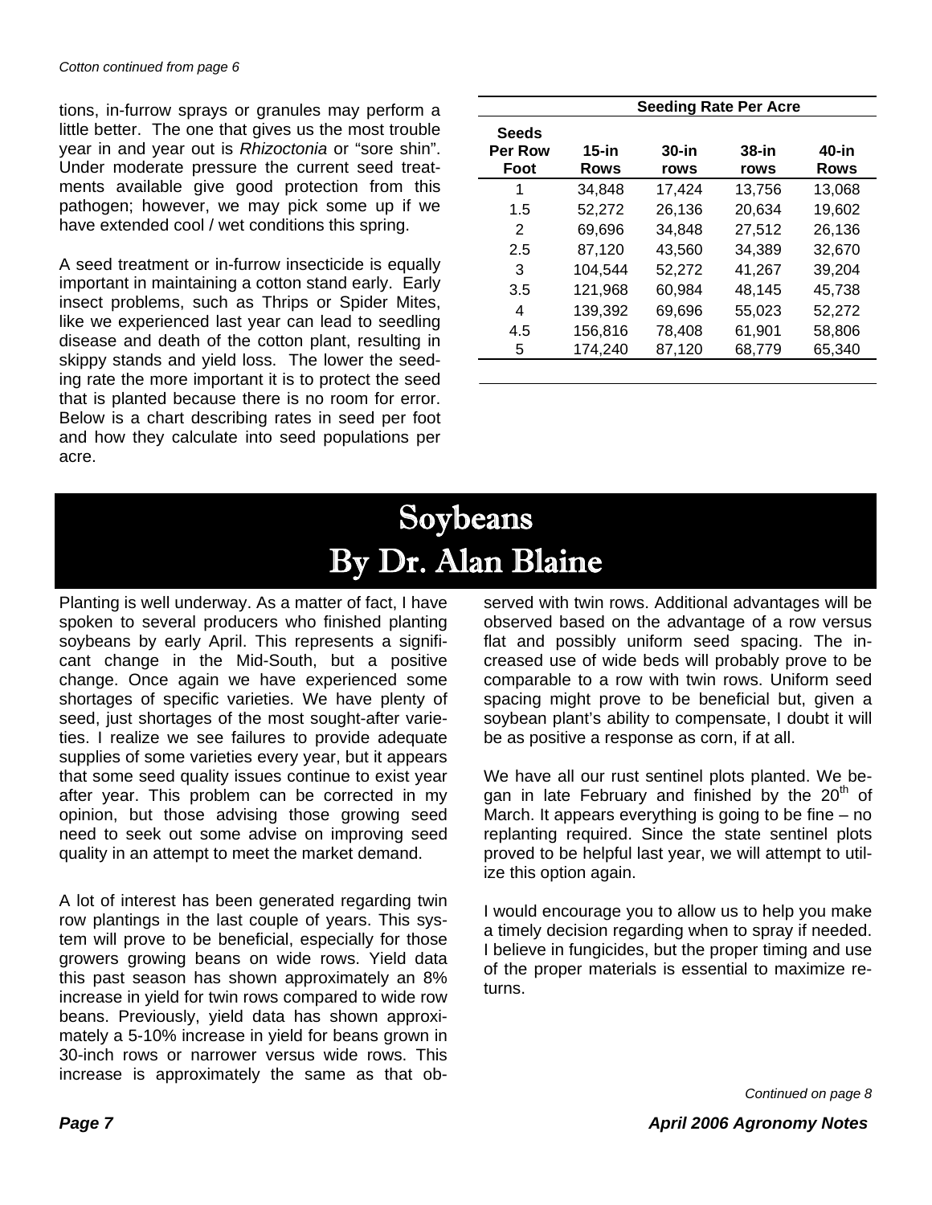*Cotton continued from page 6*

tions, in-furrow sprays or granules may perform a little better. The one that gives us the most trouble year in and year out is *Rhizoctonia* or "sore shin". Under moderate pressure the current seed treatments available give good protection from this pathogen; however, we may pick some up if we have extended cool / wet conditions this spring.

A seed treatment or in-furrow insecticide is equally important in maintaining a cotton stand early. Early insect problems, such as Thrips or Spider Mites, like we experienced last year can lead to seedling disease and death of the cotton plant, resulting in skippy stands and yield loss. The lower the seeding rate the more important it is to protect the seed that is planted because there is no room for error. Below is a chart describing rates in seed per foot and how they calculate into seed populations per acre.

| | Seeding Rate Per Acre | | | |
|---|---|---|---|---|
| **Seeds Per Row Foot** | **15-in Rows** | **30-in rows** | **38-in rows** | **40-in Rows** |
| 1 | 34,848 | 17,424 | 13,756 | 13,068 |
| 1.5 | 52,272 | 26,136 | 20,634 | 19,602 |
| 2 | 69,696 | 34,848 | 27,512 | 26,136 |
| 2.5 | 87,120 | 43,560 | 34,389 | 32,670 |
| 3 | 104,544 | 52,272 | 41,267 | 39,204 |
| 3.5 | 121,968 | 60,984 | 48,145 | 45,738 |
| 4 | 139,392 | 69,696 | 55,023 | 52,272 |
| 4.5 | 156,816 | 78,408 | 61,901 | 58,806 |
| 5 | 174,240 | 87,120 | 68,779 | 65,340 |

# Soybeans
## By Dr. Alan Blaine

Planting is well underway. As a matter of fact, I have spoken to several producers who finished planting soybeans by early April. This represents a significant change in the Mid-South, but a positive change. Once again we have experienced some shortages of specific varieties. We have plenty of seed, just shortages of the most sought-after varieties. I realize we see failures to provide adequate supplies of some varieties every year, but it appears that some seed quality issues continue to exist year after year. This problem can be corrected in my opinion, but those advising those growing seed need to seek out some advise on improving seed quality in an attempt to meet the market demand.

A lot of interest has been generated regarding twin row plantings in the last couple of years. This system will prove to be beneficial, especially for those growers growing beans on wide rows. Yield data this past season has shown approximately an 8% increase in yield for twin rows compared to wide row beans. Previously, yield data has shown approximately a 5-10% increase in yield for beans grown in 30-inch rows or narrower versus wide rows. This increase is approximately the same as that observed with twin rows. Additional advantages will be observed based on the advantage of a row versus flat and possibly uniform seed spacing. The increased use of wide beds will probably prove to be comparable to a row with twin rows. Uniform seed spacing might prove to be beneficial but, given a soybean plant's ability to compensate, I doubt it will be as positive a response as corn, if at all.

We have all our rust sentinel plots planted. We began in late February and finished by the 20th of March. It appears everything is going to be fine – no replanting required. Since the state sentinel plots proved to be helpful last year, we will attempt to utilize this option again.

I would encourage you to allow us to help you make a timely decision regarding when to spray if needed. I believe in fungicides, but the proper timing and use of the proper materials is essential to maximize returns.

*Continued on page 8*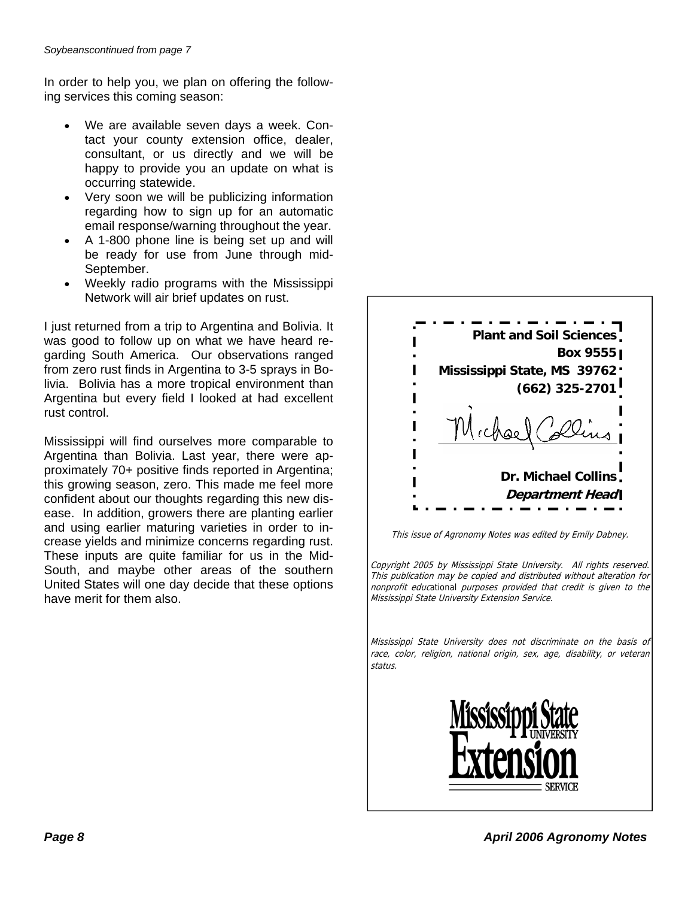*Soybeanscontinued from page 7*

In order to help you, we plan on offering the following services this coming season:

- We are available seven days a week. Contact your county extension office, dealer, consultant, or us directly and we will be happy to provide you an update on what is occurring statewide.
- Very soon we will be publicizing information regarding how to sign up for an automatic email response/warning throughout the year.
- A 1-800 phone line is being set up and will be ready for use from June through mid-September.
- Weekly radio programs with the Mississippi Network will air brief updates on rust.

I just returned from a trip to Argentina and Bolivia. It was good to follow up on what we have heard regarding South America. Our observations ranged from zero rust finds in Argentina to 3-5 sprays in Bolivia. Bolivia has a more tropical environment than Argentina but every field I looked at had excellent rust control.

Mississippi will find ourselves more comparable to Argentina than Bolivia. Last year, there were approximately 70+ positive finds reported in Argentina; this growing season, zero. This made me feel more confident about our thoughts regarding this new disease. In addition, growers there are planting earlier and using earlier maturing varieties in order to increase yields and minimize concerns regarding rust. These inputs are quite familiar for us in the Mid-South, and maybe other areas of the southern United States will one day decide that these options have merit for them also.

**Plant and Soil Sciences**
**Box 9555**
**Mississippi State, MS 39762**
**(662) 325-2701**

Michael Collins

**Dr. Michael Collins**
***Department Head***

*This issue of Agronomy Notes was edited by Emily Dabney.*

*Copyright 2005 by Mississippi State University. All rights reserved. This publication may be copied and distributed without alteration for nonprofit educational purposes provided that credit is given to the Mississippi State University Extension Service.*

*Mississippi State University does not discriminate on the basis of race, color, religion, national origin, sex, age, disability, or veteran status.*

Mississippi State University Extension Service